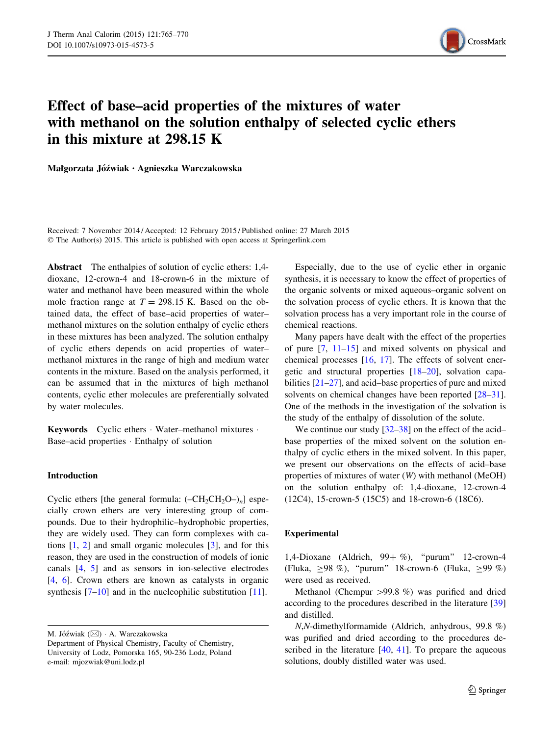# Effect of base–acid properties of the mixtures of water with methanol on the solution enthalpy of selected cyclic ethers in this mixture at 298.15 K

**Małgorzata Jóźwiak · Agnieszka Warczakowska**

Received: 7 November 2014 / Accepted: 12 February 2015 / Published online: 27 March 2015
© The Author(s) 2015. This article is published with open access at Springerlink.com

**Abstract** The enthalpies of solution of cyclic ethers: 1,4-dioxane, 12-crown-4 and 18-crown-6 in the mixture of water and methanol have been measured within the whole mole fraction range at $T = 298.15$ K. Based on the obtained data, the effect of base–acid properties of water–methanol mixtures on the solution enthalpy of cyclic ethers in these mixtures has been analyzed. The solution enthalpy of cyclic ethers depends on acid properties of water–methanol mixtures in the range of high and medium water contents in the mixture. Based on the analysis performed, it can be assumed that in the mixtures of high methanol contents, cyclic ether molecules are preferentially solvated by water molecules.

**Keywords** Cyclic ethers · Water–methanol mixtures · Base–acid properties · Enthalpy of solution

## Introduction

Cyclic ethers [the general formula: $(–CH_2CH_2O–)_n$] especially crown ethers are very interesting group of compounds. Due to their hydrophilic–hydrophobic properties, they are widely used. They can form complexes with cations [1, 2] and small organic molecules [3], and for this reason, they are used in the construction of models of ionic canals [4, 5] and as sensors in ion-selective electrodes [4, 6]. Crown ethers are known as catalysts in organic synthesis [7–10] and in the nucleophilic substitution [11].

M. Jóźwiak (✉) · A. Warczakowska
Department of Physical Chemistry, Faculty of Chemistry, University of Lodz, Pomorska 165, 90-236 Lodz, Poland
e-mail: mjozwiak@uni.lodz.pl

Especially, due to the use of cyclic ether in organic synthesis, it is necessary to know the effect of properties of the organic solvents or mixed aqueous–organic solvent on the solvation process of cyclic ethers. It is known that the solvation process has a very important role in the course of chemical reactions.

Many papers have dealt with the effect of the properties of pure [7, 11–15] and mixed solvents on physical and chemical processes [16, 17]. The effects of solvent energetic and structural properties [18–20], solvation capabilities [21–27], and acid–base properties of pure and mixed solvents on chemical changes have been reported [28–31]. One of the methods in the investigation of the solvation is the study of the enthalpy of dissolution of the solute.

We continue our study [32–38] on the effect of the acid–base properties of the mixed solvent on the solution enthalpy of cyclic ethers in the mixed solvent. In this paper, we present our observations on the effects of acid–base properties of mixtures of water (*W*) with methanol (MeOH) on the solution enthalpy of: 1,4-dioxane, 12-crown-4 (12C4), 15-crown-5 (15C5) and 18-crown-6 (18C6).

## Experimental

1,4-Dioxane (Aldrich, 99+ %), "purum" 12-crown-4 (Fluka, ≥98 %), "purum" 18-crown-6 (Fluka, ≥99 %) were used as received.

Methanol (Chempur >99.8 %) was purified and dried according to the procedures described in the literature [39] and distilled.

*N*,*N*-dimethylformamide (Aldrich, anhydrous, 99.8 %) was purified and dried according to the procedures described in the literature [40, 41]. To prepare the aqueous solutions, doubly distilled water was used.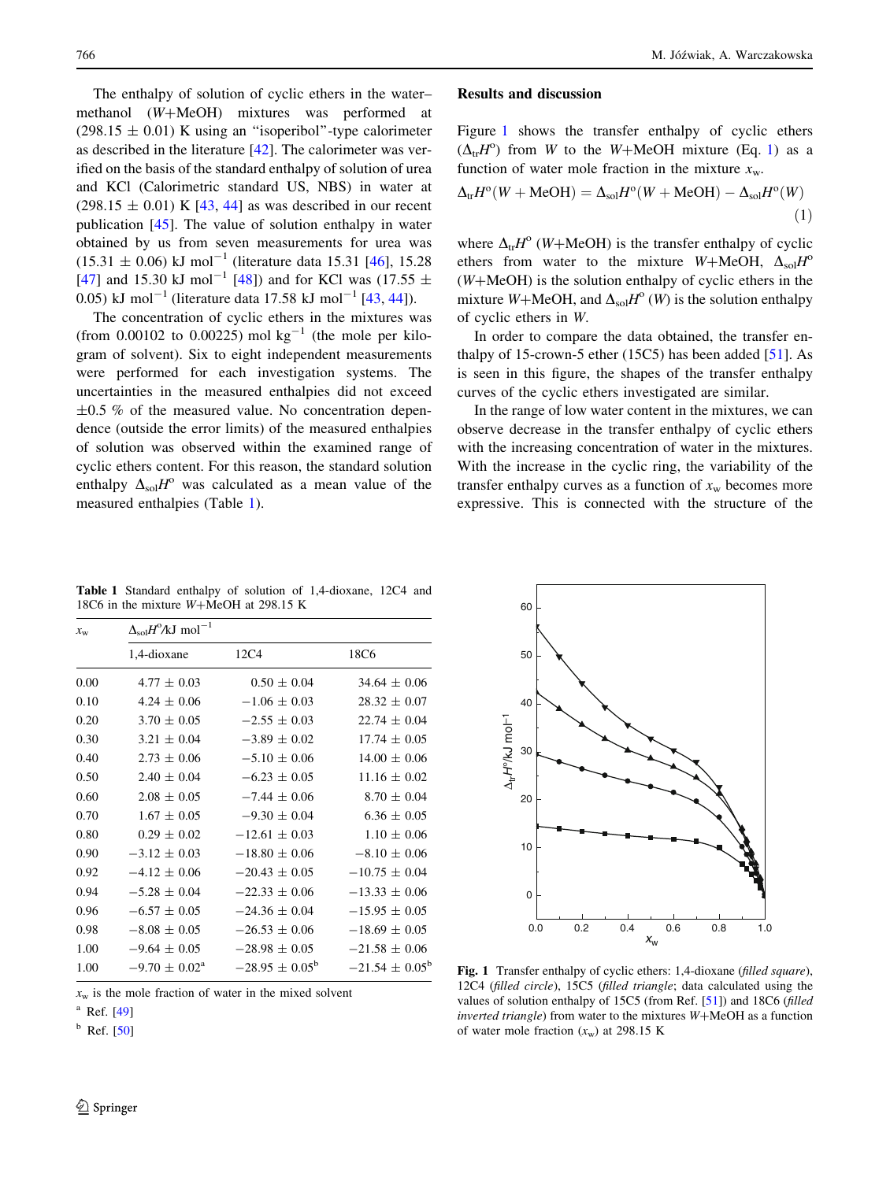The enthalpy of solution of cyclic ethers in the water–methanol ($W$+MeOH) mixtures was performed at (298.15 ± 0.01) K using an "isoperibol"-type calorimeter as described in the literature [42]. The calorimeter was verified on the basis of the standard enthalpy of solution of urea and KCl (Calorimetric standard US, NBS) in water at (298.15 ± 0.01) K [43, 44] as was described in our recent publication [45]. The value of solution enthalpy in water obtained by us from seven measurements for urea was (15.31 ± 0.06) kJ mol$^{-1}$ (literature data 15.31 [46], 15.28 [47] and 15.30 kJ mol$^{-1}$ [48]) and for KCl was (17.55 ± 0.05) kJ mol$^{-1}$ (literature data 17.58 kJ mol$^{-1}$ [43, 44]).

The concentration of cyclic ethers in the mixtures was (from 0.00102 to 0.00225) mol kg$^{-1}$ (the mole per kilogram of solvent). Six to eight independent measurements were performed for each investigation systems. The uncertainties in the measured enthalpies did not exceed ±0.5 % of the measured value. No concentration dependence (outside the error limits) of the measured enthalpies of solution was observed within the examined range of cyclic ethers content. For this reason, the standard solution enthalpy $\Delta_{sol}H^o$ was calculated as a mean value of the measured enthalpies (Table 1).

**Table 1** Standard enthalpy of solution of 1,4-dioxane, 12C4 and 18C6 in the mixture $W$+MeOH at 298.15 K

| $x_w$ | $\Delta_{sol}H^o$/kJ mol$^{-1}$ | | |
|---|---|---|---|
| | 1,4-dioxane | 12C4 | 18C6 |
| 0.00 | 4.77 ± 0.03 | 0.50 ± 0.04 | 34.64 ± 0.06 |
| 0.10 | 4.24 ± 0.06 | −1.06 ± 0.03 | 28.32 ± 0.07 |
| 0.20 | 3.70 ± 0.05 | −2.55 ± 0.03 | 22.74 ± 0.04 |
| 0.30 | 3.21 ± 0.04 | −3.89 ± 0.02 | 17.74 ± 0.05 |
| 0.40 | 2.73 ± 0.06 | −5.10 ± 0.06 | 14.00 ± 0.06 |
| 0.50 | 2.40 ± 0.04 | −6.23 ± 0.05 | 11.16 ± 0.02 |
| 0.60 | 2.08 ± 0.05 | −7.44 ± 0.06 | 8.70 ± 0.04 |
| 0.70 | 1.67 ± 0.05 | −9.30 ± 0.04 | 6.36 ± 0.05 |
| 0.80 | 0.29 ± 0.02 | −12.61 ± 0.03 | 1.10 ± 0.06 |
| 0.90 | −3.12 ± 0.03 | −18.80 ± 0.06 | −8.10 ± 0.06 |
| 0.92 | −4.12 ± 0.06 | −20.43 ± 0.05 | −10.75 ± 0.04 |
| 0.94 | −5.28 ± 0.04 | −22.33 ± 0.06 | −13.33 ± 0.06 |
| 0.96 | −6.57 ± 0.05 | −24.36 ± 0.04 | −15.95 ± 0.05 |
| 0.98 | −8.08 ± 0.05 | −26.53 ± 0.06 | −18.69 ± 0.05 |
| 1.00 | −9.64 ± 0.05 | −28.98 ± 0.05 | −21.58 ± 0.06 |
| 1.00 | −9.70 ± 0.02[a] | −28.95 ± 0.05[b] | −21.54 ± 0.05[b] |

$x_w$ is the mole fraction of water in the mixed solvent

[a] Ref. [49]

[b] Ref. [50]

## Results and discussion

Figure 1 shows the transfer enthalpy of cyclic ethers ($\Delta_{tr}H^o$) from $W$ to the $W$+MeOH mixture (Eq. 1) as a function of water mole fraction in the mixture $x_w$.

$$\Delta_{tr}H^o(W + \text{MeOH}) = \Delta_{sol}H^o(W + \text{MeOH}) - \Delta_{sol}H^o(W) \quad (1)$$

where $\Delta_{tr}H^o$ ($W$+MeOH) is the transfer enthalpy of cyclic ethers from water to the mixture $W$+MeOH, $\Delta_{sol}H^o$ ($W$+MeOH) is the solution enthalpy of cyclic ethers in the mixture $W$+MeOH, and $\Delta_{sol}H^o$ ($W$) is the solution enthalpy of cyclic ethers in $W$.

In order to compare the data obtained, the transfer enthalpy of 15-crown-5 ether (15C5) has been added [51]. As is seen in this figure, the shapes of the transfer enthalpy curves of the cyclic ethers investigated are similar.

In the range of low water content in the mixtures, we can observe decrease in the transfer enthalpy of cyclic ethers with the increasing concentration of water in the mixtures. With the increase in the cyclic ring, the variability of the transfer enthalpy curves as a function of $x_w$ becomes more expressive. This is connected with the structure of the

**Fig. 1** Transfer enthalpy of cyclic ethers: 1,4-dioxane (*filled square*), 12C4 (*filled circle*), 15C5 (*filled triangle*; data calculated using the values of solution enthalpy of 15C5 (from Ref. [51]) and 18C6 (*filled inverted triangle*) from water to the mixtures $W$+MeOH as a function of water mole fraction ($x_w$) at 298.15 K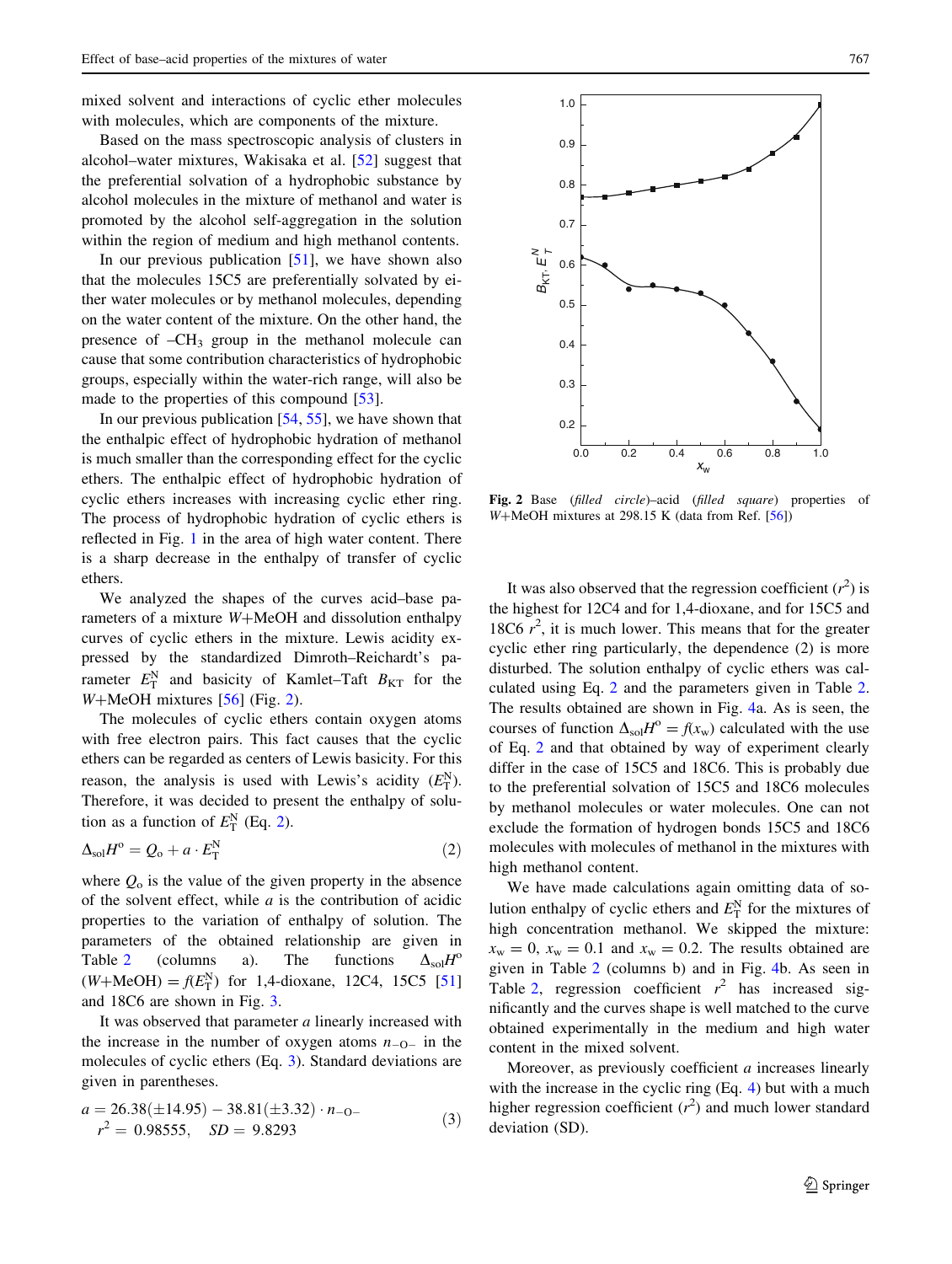mixed solvent and interactions of cyclic ether molecules with molecules, which are components of the mixture.

Based on the mass spectroscopic analysis of clusters in alcohol–water mixtures, Wakisaka et al. [52] suggest that the preferential solvation of a hydrophobic substance by alcohol molecules in the mixture of methanol and water is promoted by the alcohol self-aggregation in the solution within the region of medium and high methanol contents.

In our previous publication [51], we have shown also that the molecules 15C5 are preferentially solvated by either water molecules or by methanol molecules, depending on the water content of the mixture. On the other hand, the presence of $-CH_3$ group in the methanol molecule can cause that some contribution characteristics of hydrophobic groups, especially within the water-rich range, will also be made to the properties of this compound [53].

In our previous publication [54, 55], we have shown that the enthalpic effect of hydrophobic hydration of methanol is much smaller than the corresponding effect for the cyclic ethers. The enthalpic effect of hydrophobic hydration of cyclic ethers increases with increasing cyclic ether ring. The process of hydrophobic hydration of cyclic ethers is reflected in Fig. 1 in the area of high water content. There is a sharp decrease in the enthalpy of transfer of cyclic ethers.

We analyzed the shapes of the curves acid–base parameters of a mixture *W*+MeOH and dissolution enthalpy curves of cyclic ethers in the mixture. Lewis acidity expressed by the standardized Dimroth–Reichardt's parameter $E_T^N$ and basicity of Kamlet–Taft $B_{KT}$ for the *W*+MeOH mixtures [56] (Fig. 2).

The molecules of cyclic ethers contain oxygen atoms with free electron pairs. This fact causes that the cyclic ethers can be regarded as centers of Lewis basicity. For this reason, the analysis is used with Lewis's acidity ($E_T^N$). Therefore, it was decided to present the enthalpy of solution as a function of $E_T^N$ (Eq. 2).

$$\Delta_{sol}H^o = Q_o + a \cdot E_T^N \tag{2}$$

where $Q_o$ is the value of the given property in the absence of the solvent effect, while $a$ is the contribution of acidic properties to the variation of enthalpy of solution. The parameters of the obtained relationship are given in Table 2 (columns a). The functions $\Delta_{sol}H^o$ $(W+\text{MeOH}) = f(E_T^N)$ for 1,4-dioxane, 12C4, 15C5 [51] and 18C6 are shown in Fig. 3.

It was observed that parameter $a$ linearly increased with the increase in the number of oxygen atoms $n_{-O-}$ in the molecules of cyclic ethers (Eq. 3). Standard deviations are given in parentheses.

$$a = 26.38(\pm 14.95) - 38.81(\pm 3.32) \cdot n_{-O-} \\ r^2 = 0.98555, \quad SD = 9.8293 \tag{3}$$

**Fig. 2** Base (*filled circle*)–acid (*filled square*) properties of *W*+MeOH mixtures at 298.15 K (data from Ref. [56])

It was also observed that the regression coefficient ($r^2$) is the highest for 12C4 and for 1,4-dioxane, and for 15C5 and 18C6 $r^2$, it is much lower. This means that for the greater cyclic ether ring particularly, the dependence (2) is more disturbed. The solution enthalpy of cyclic ethers was calculated using Eq. 2 and the parameters given in Table 2. The results obtained are shown in Fig. 4a. As is seen, the courses of function $\Delta_{sol}H^o = f(x_w)$ calculated with the use of Eq. 2 and that obtained by way of experiment clearly differ in the case of 15C5 and 18C6. This is probably due to the preferential solvation of 15C5 and 18C6 molecules by methanol molecules or water molecules. One can not exclude the formation of hydrogen bonds 15C5 and 18C6 molecules with molecules of methanol in the mixtures with high methanol content.

We have made calculations again omitting data of solution enthalpy of cyclic ethers and $E_T^N$ for the mixtures of high concentration methanol. We skipped the mixture: $x_w = 0$, $x_w = 0.1$ and $x_w = 0.2$. The results obtained are given in Table 2 (columns b) and in Fig. 4b. As seen in Table 2, regression coefficient $r^2$ has increased significantly and the curves shape is well matched to the curve obtained experimentally in the medium and high water content in the mixed solvent.

Moreover, as previously coefficient $a$ increases linearly with the increase in the cyclic ring (Eq. 4) but with a much higher regression coefficient ($r^2$) and much lower standard deviation (SD).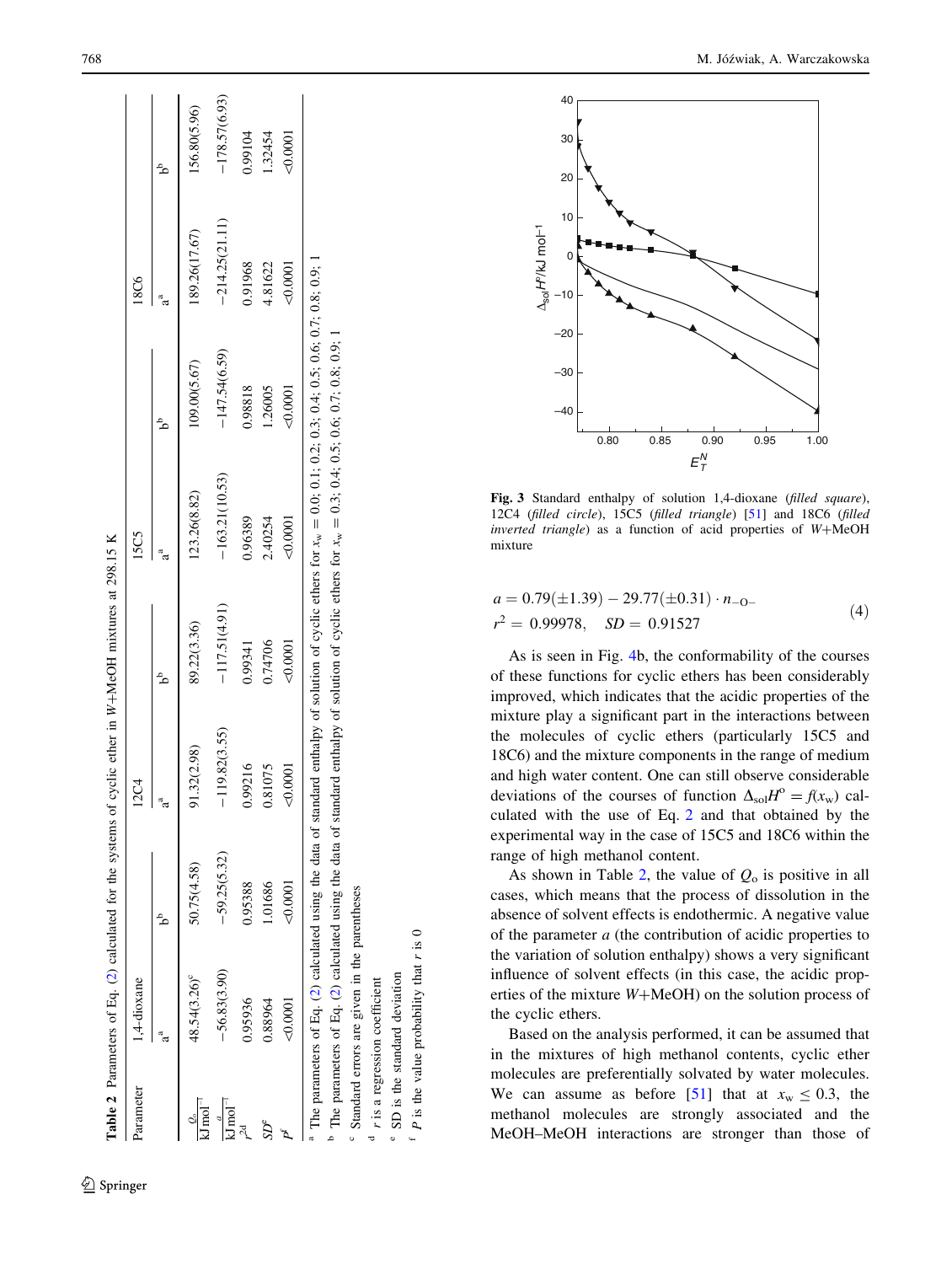**Table 2** Parameters of Eq. (2) calculated for the systems of cyclic ether in *W*+MeOH mixtures at 298.15 K

| Parameter | 1,4-dioxane | | 12C4 | | 15C5 | | 18C6 | |
|---|---|---|---|---|---|---|---|---|
| | a[a] | b[b] | a[a] | b[b] | a[a] | b[b] | a[a] | b[b] |
| $\frac{Q_o}{\text{kJ mol}^{-1}}$ | 48.54(3.26)[c] | 50.75(4.58) | 91.32(2.98) | 89.22(3.36) | 123.26(8.82) | 109.00(5.67) | 189.26(17.67) | 156.80(5.96) |
| $\frac{a}{\text{kJ mol}^{-1}}$ | −56.83(3.90) | −59.25(5.32) | −119.82(3.55) | −117.51(4.91) | −163.21(10.53) | −147.54(6.59) | −214.25(21.11) | −178.57(6.93) |
| $r^2$[d] | 0.95936 | 0.95388 | 0.99216 | 0.99341 | 0.96389 | 0.98818 | 0.91968 | 0.99104 |
| *SD*[e] | 0.88964 | 1.01686 | 0.81075 | 0.74706 | 2.40254 | 1.26005 | 4.81622 | 1.32454 |
| *P*[f] | <0.0001 | <0.0001 | <0.0001 | <0.0001 | <0.0001 | <0.0001 | <0.0001 | <0.0001 |

[a] The parameters of Eq. (2) calculated using the data of standard enthalpy of solution of cyclic ethers for $x_w = 0.0$; 0.1; 0.2; 0.3; 0.4; 0.5; 0.6; 0.7; 0.8; 0.9; 1

[b] The parameters of Eq. (2) calculated using the data of standard enthalpy of solution of cyclic ethers for $x_w = 0.3$; 0.4; 0.5; 0.6; 0.7; 0.8; 0.9; 1

[c] Standard errors are given in the parentheses

[d] *r* is a regression coefficient

[e] SD is the standard deviation

[f] *P* is the value probability that *r* is 0

**Fig. 3** Standard enthalpy of solution 1,4-dioxane (*filled square*), 12C4 (*filled circle*), 15C5 (*filled triangle*) [51] and 18C6 (*filled inverted triangle*) as a function of acid properties of *W*+MeOH mixture

$$a = 0.79(\pm 1.39) - 29.77(\pm 0.31) \cdot n_{-\text{O}-}$$
$$r^2 = 0.99978, \quad SD = 0.91527 \tag{4}$$

As is seen in Fig. 4b, the conformability of the courses of these functions for cyclic ethers has been considerably improved, which indicates that the acidic properties of the mixture play a significant part in the interactions between the molecules of cyclic ethers (particularly 15C5 and 18C6) and the mixture components in the range of medium and high water content. One can still observe considerable deviations of the courses of function $\Delta_{\text{sol}}H^{\text{o}} = f(x_w)$ calculated with the use of Eq. 2 and that obtained by the experimental way in the case of 15C5 and 18C6 within the range of high methanol content.

As shown in Table 2, the value of $Q_o$ is positive in all cases, which means that the process of dissolution in the absence of solvent effects is endothermic. A negative value of the parameter *a* (the contribution of acidic properties to the variation of solution enthalpy) shows a very significant influence of solvent effects (in this case, the acidic properties of the mixture *W*+MeOH) on the solution process of the cyclic ethers.

Based on the analysis performed, it can be assumed that in the mixtures of high methanol contents, cyclic ether molecules are preferentially solvated by water molecules. We can assume as before [51] that at $x_w \leq 0.3$, the methanol molecules are strongly associated and the MeOH–MeOH interactions are stronger than those of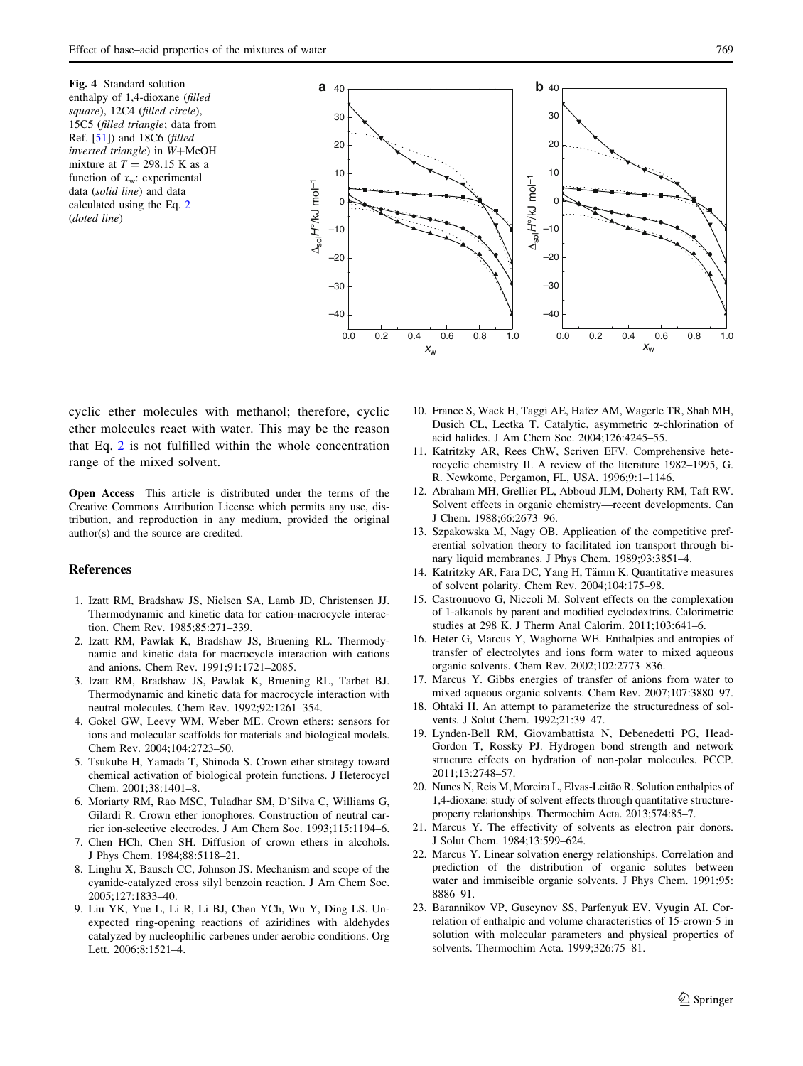Fig. 4 Standard solution enthalpy of 1,4-dioxane (*filled square*), 12C4 (*filled circle*), 15C5 (*filled triangle*; data from Ref. [51]) and 18C6 (*filled inverted triangle*) in W+MeOH mixture at $T = 298.15$ K as a function of $x_w$: experimental data (*solid line*) and data calculated using the Eq. 2 (*doted line*)

cyclic ether molecules with methanol; therefore, cyclic ether molecules react with water. This may be the reason that Eq. 2 is not fulfilled within the whole concentration range of the mixed solvent.

**Open Access** This article is distributed under the terms of the Creative Commons Attribution License which permits any use, distribution, and reproduction in any medium, provided the original author(s) and the source are credited.

## References

1. Izatt RM, Bradshaw JS, Nielsen SA, Lamb JD, Christensen JJ. Thermodynamic and kinetic data for cation-macrocycle interaction. Chem Rev. 1985;85:271–339.
2. Izatt RM, Pawlak K, Bradshaw JS, Bruening RL. Thermodynamic and kinetic data for macrocycle interaction with cations and anions. Chem Rev. 1991;91:1721–2085.
3. Izatt RM, Bradshaw JS, Pawlak K, Bruening RL, Tarbet BJ. Thermodynamic and kinetic data for macrocycle interaction with neutral molecules. Chem Rev. 1992;92:1261–354.
4. Gokel GW, Leevy WM, Weber ME. Crown ethers: sensors for ions and molecular scaffolds for materials and biological models. Chem Rev. 2004;104:2723–50.
5. Tsukube H, Yamada T, Shinoda S. Crown ether strategy toward chemical activation of biological protein functions. J Heterocycl Chem. 2001;38:1401–8.
6. Moriarty RM, Rao MSC, Tuladhar SM, D'Silva C, Williams G, Gilardi R. Crown ether ionophores. Construction of neutral carrier ion-selective electrodes. J Am Chem Soc. 1993;115:1194–6.
7. Chen HCh, Chen SH. Diffusion of crown ethers in alcohols. J Phys Chem. 1984;88:5118–21.
8. Linghu X, Bausch CC, Johnson JS. Mechanism and scope of the cyanide-catalyzed cross silyl benzoin reaction. J Am Chem Soc. 2005;127:1833–40.
9. Liu YK, Yue L, Li R, Li BJ, Chen YCh, Wu Y, Ding LS. Unexpected ring-opening reactions of aziridines with aldehydes catalyzed by nucleophilic carbenes under aerobic conditions. Org Lett. 2006;8:1521–4.
10. France S, Wack H, Taggi AE, Hafez AM, Wagerle TR, Shah MH, Dusich CL, Lectka T. Catalytic, asymmetric α-chlorination of acid halides. J Am Chem Soc. 2004;126:4245–55.
11. Katritzky AR, Rees ChW, Scriven EFV. Comprehensive heterocyclic chemistry II. A review of the literature 1982–1995, G. R. Newkome, Pergamon, FL, USA. 1996;9:1–1146.
12. Abraham MH, Grellier PL, Abboud JLM, Doherty RM, Taft RW. Solvent effects in organic chemistry—recent developments. Can J Chem. 1988;66:2673–96.
13. Szpakowska M, Nagy OB. Application of the competitive preferential solvation theory to facilitated ion transport through binary liquid membranes. J Phys Chem. 1989;93:3851–4.
14. Katritzky AR, Fara DC, Yang H, Tämm K. Quantitative measures of solvent polarity. Chem Rev. 2004;104:175–98.
15. Castronuovo G, Niccoli M. Solvent effects on the complexation of 1-alkanols by parent and modified cyclodextrins. Calorimetric studies at 298 K. J Therm Anal Calorim. 2011;103:641–6.
16. Heter G, Marcus Y, Waghorne WE. Enthalpies and entropies of transfer of electrolytes and ions form water to mixed aqueous organic solvents. Chem Rev. 2002;102:2773–836.
17. Marcus Y. Gibbs energies of transfer of anions from water to mixed aqueous organic solvents. Chem Rev. 2007;107:3880–97.
18. Ohtaki H. An attempt to parameterize the structuredness of solvents. J Solut Chem. 1992;21:39–47.
19. Lynden-Bell RM, Giovambattista N, Debenedetti PG, Head-Gordon T, Rossky PJ. Hydrogen bond strength and network structure effects on hydration of non-polar molecules. PCCP. 2011;13:2748–57.
20. Nunes N, Reis M, Moreira L, Elvas-Leitão R. Solution enthalpies of 1,4-dioxane: study of solvent effects through quantitative structure-property relationships. Thermochim Acta. 2013;574:85–7.
21. Marcus Y. The effectivity of solvents as electron pair donors. J Solut Chem. 1984;13:599–624.
22. Marcus Y. Linear solvation energy relationships. Correlation and prediction of the distribution of organic solutes between water and immiscible organic solvents. J Phys Chem. 1991;95: 8886–91.
23. Barannikov VP, Guseynov SS, Parfenyuk EV, Vyugin AI. Correlation of enthalpic and volume characteristics of 15-crown-5 in solution with molecular parameters and physical properties of solvents. Thermochim Acta. 1999;326:75–81.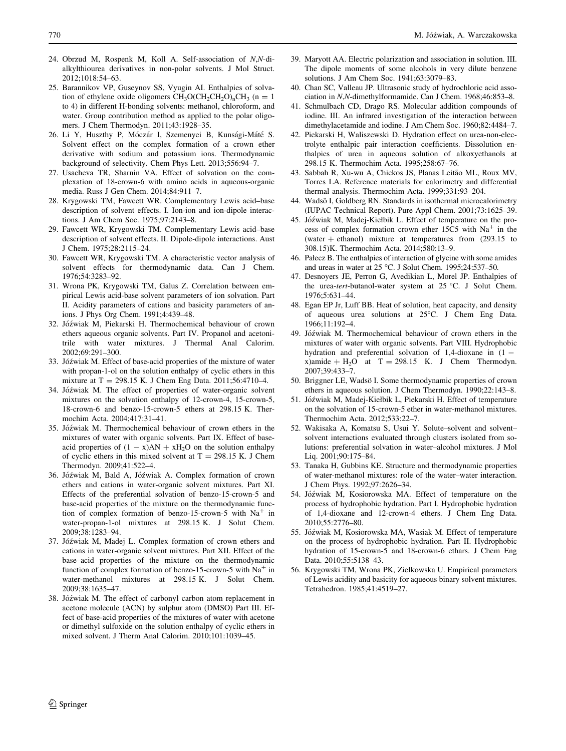24. Obrzud M, Rospenk M, Koll A. Self-association of *N,N*-dialkylthiourea derivatives in non-polar solvents. J Mol Struct. 2012;1018:54–63.
25. Barannikov VP, Guseynov SS, Vyugin AI. Enthalpies of solvation of ethylene oxide oligomers $CH_3O(CH_2CH_2O)_nCH_3$ (n = 1 to 4) in different H-bonding solvents: methanol, chloroform, and water. Group contribution method as applied to the polar oligomers. J Chem Thermodyn. 2011;43:1928–35.
26. Li Y, Huszthy P, Móczár I, Szemenyei B, Kunsági-Máté S. Solvent effect on the complex formation of a crown ether derivative with sodium and potassium ions. Thermodynamic background of selectivity. Chem Phys Lett. 2013;556:94–7.
27. Usacheva TR, Sharnin VA. Effect of solvation on the complexation of 18-crown-6 with amino acids in aqueous-organic media. Russ J Gen Chem. 2014;84:911–7.
28. Krygowski TM, Fawcett WR. Complementary Lewis acid–base description of solvent effects. I. Ion-ion and ion-dipole interactions. J Am Chem Soc. 1975;97:2143–8.
29. Fawcett WR, Krygowski TM. Complementary Lewis acid–base description of solvent effects. II. Dipole-dipole interactions. Aust J Chem. 1975;28:2115–24.
30. Fawcett WR, Krygowski TM. A characteristic vector analysis of solvent effects for thermodynamic data. Can J Chem. 1976;54:3283–92.
31. Wrona PK, Krygowski TM, Galus Z. Correlation between empirical Lewis acid-base solvent parameters of ion solvation. Part II. Acidity parameters of cations and basicity parameters of anions. J Phys Org Chem. 1991;4:439–48.
32. Jóźwiak M, Piekarski H. Thermochemical behaviour of crown ethers aqueous organic solvents. Part IV. Propanol and acetonitrile with water mixtures. J Thermal Anal Calorim. 2002;69:291–300.
33. Jóźwiak M. Effect of base-acid properties of the mixture of water with propan-1-ol on the solution enthalpy of cyclic ethers in this mixture at T = 298.15 K. J Chem Eng Data. 2011;56:4710–4.
34. Jóźwiak M. The effect of properties of water-organic solvent mixtures on the solvation enthalpy of 12-crown-4, 15-crown-5, 18-crown-6 and benzo-15-crown-5 ethers at 298.15 K. Thermochim Acta. 2004;417:31–41.
35. Jóźwiak M. Thermochemical behaviour of crown ethers in the mixtures of water with organic solvents. Part IX. Effect of base-acid properties of $(1 - x)AN + xH_2O$ on the solution enthalpy of cyclic ethers in this mixed solvent at T = 298.15 K. J Chem Thermodyn. 2009;41:522–4.
36. Jóźwiak M, Bald A, Jóźwiak A. Complex formation of crown ethers and cations in water-organic solvent mixtures. Part XI. Effects of the preferential solvation of benzo-15-crown-5 and base-acid properties of the mixture on the thermodynamic function of complex formation of benzo-15-crown-5 with $Na^+$ in water-propan-1-ol mixtures at 298.15 K. J Solut Chem. 2009;38:1283–94.
37. Jóźwiak M, Madej L. Complex formation of crown ethers and cations in water-organic solvent mixtures. Part XII. Effect of the base–acid properties of the mixture on the thermodynamic function of complex formation of benzo-15-crown-5 with $Na^+$ in water-methanol mixtures at 298.15 K. J Solut Chem. 2009;38:1635–47.
38. Jóźwiak M. The effect of carbonyl carbon atom replacement in acetone molecule (ACN) by sulphur atom (DMSO) Part III. Effect of base-acid properties of the mixtures of water with acetone or dimethyl sulfoxide on the solution enthalpy of cyclic ethers in mixed solvent. J Therm Anal Calorim. 2010;101:1039–45.
39. Maryott AA. Electric polarization and association in solution. III. The dipole moments of some alcohols in very dilute benzene solutions. J Am Chem Soc. 1941;63:3079–83.
40. Chan SC, Valleau JP. Ultrasonic study of hydrochloric acid association in *N,N*-dimethylformamide. Can J Chem. 1968;46:853–8.
41. Schmulbach CD, Drago RS. Molecular addition compounds of iodine. III. An infrared investigation of the interaction between dimethylacetamide and iodine. J Am Chem Soc. 1960;82:4484–7.
42. Piekarski H, Waliszewski D. Hydration effect on urea-non-electrolyte enthalpic pair interaction coefficients. Dissolution enthalpies of urea in aqueous solution of alkoxyethanols at 298.15 K. Thermochim Acta. 1995;258:67–76.
43. Sabbah R, Xu-wu A, Chickos JS, Planas Leitão ML, Roux MV, Torres LA. Reference materials for calorimetry and differential thermal analysis. Thermochim Acta. 1999;331:93–204.
44. Wadsö I, Goldberg RN. Standards in isothermal microcalorimetry (IUPAC Technical Report). Pure Appl Chem. 2001;73:1625–39.
45. Jóźwiak M, Madej-Kiełbik L. Effect of temperature on the process of complex formation crown ether 15C5 with $Na^+$ in the (water + ethanol) mixture at temperatures from (293.15 to 308.15)K. Thermochim Acta. 2014;580:13–9.
46. Pałecz B. The enthalpies of interaction of glycine with some amides and ureas in water at 25 °C. J Solut Chem. 1995;24:537–50.
47. Desnoyers JE, Perron G, Avedikian L, Morel JP. Enthalpies of the urea-*tert*-butanol-water system at 25 °C. J Solut Chem. 1976;5:631–44.
48. Egan EP Jr, Luff BB. Heat of solution, heat capacity, and density of aqueous urea solutions at 25°C. J Chem Eng Data. 1966;11:192–4.
49. Jóźwiak M. Thermochemical behaviour of crown ethers in the mixtures of water with organic solvents. Part VIII. Hydrophobic hydration and preferential solvation of 1,4-dioxane in $(1 - x)$amide + $H_2O$ at T = 298.15 K. J Chem Thermodyn. 2007;39:433–7.
50. Briggner LE, Wadsö I. Some thermodynamic properties of crown ethers in aqueous solution. J Chem Thermodyn. 1990;22:143–8.
51. Jóźwiak M, Madej-Kiełbik L, Piekarski H. Effect of temperature on the solvation of 15-crown-5 ether in water-methanol mixtures. Thermochim Acta. 2012;533:22–7.
52. Wakisaka A, Komatsu S, Usui Y. Solute–solvent and solvent–solvent interactions evaluated through clusters isolated from solutions: preferential solvation in water–alcohol mixtures. J Mol Liq. 2001;90:175–84.
53. Tanaka H, Gubbins KE. Structure and thermodynamic properties of water-methanol mixtures: role of the water–water interaction. J Chem Phys. 1992;97:2626–34.
54. Jóźwiak M, Kosiorowska MA. Effect of temperature on the process of hydrophobic hydration. Part I. Hydrophobic hydration of 1,4-dioxane and 12-crown-4 ethers. J Chem Eng Data. 2010;55:2776–80.
55. Jóźwiak M, Kosiorowska MA, Wasiak M. Effect of temperature on the process of hydrophobic hydration. Part II. Hydrophobic hydration of 15-crown-5 and 18-crown-6 ethars. J Chem Eng Data. 2010;55:5138–43.
56. Krygowski TM, Wrona PK, Zielkowska U. Empirical parameters of Lewis acidity and basicity for aqueous binary solvent mixtures. Tetrahedron. 1985;41:4519–27.